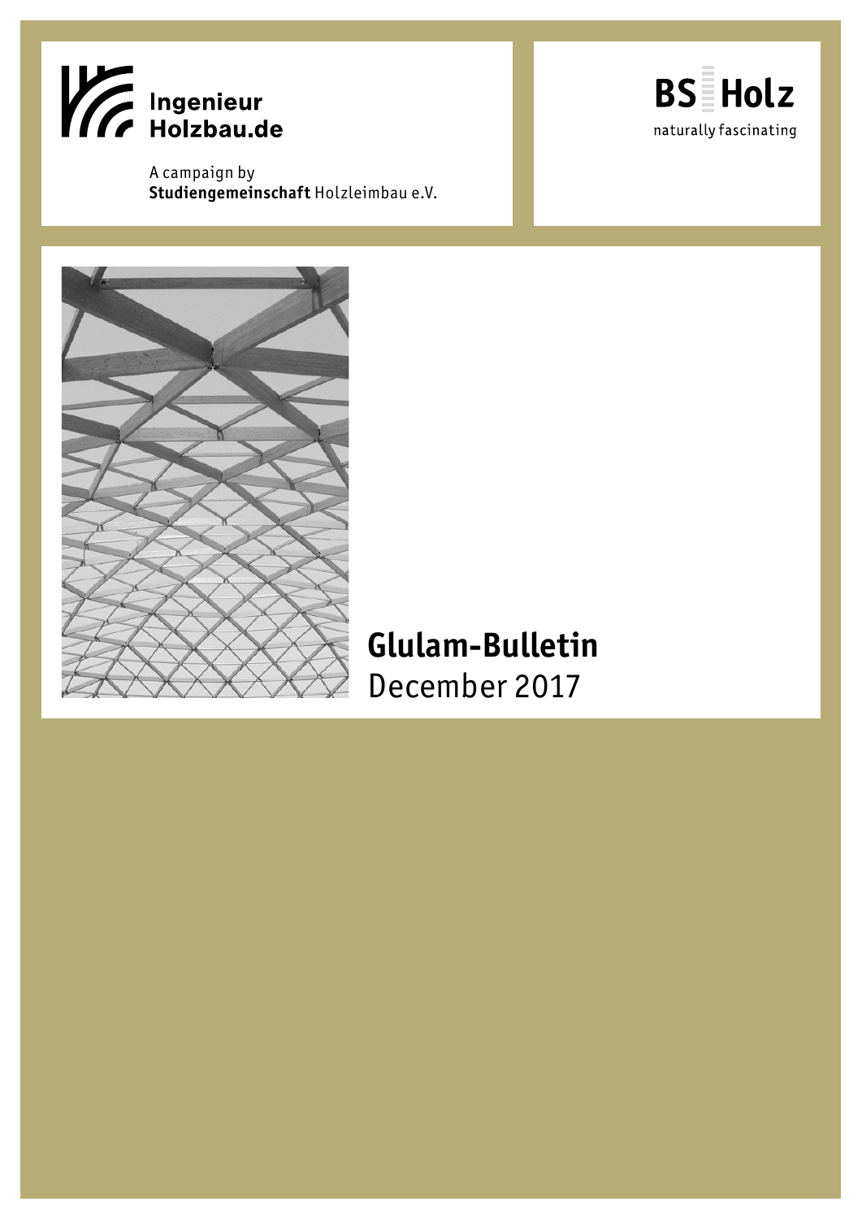Ingenieur Holzbau.de

A campaign by
**Studiengemeinschaft** Holzleimbau e.V.

BS Holz
naturally fascinating

# Glulam-Bulletin
December 2017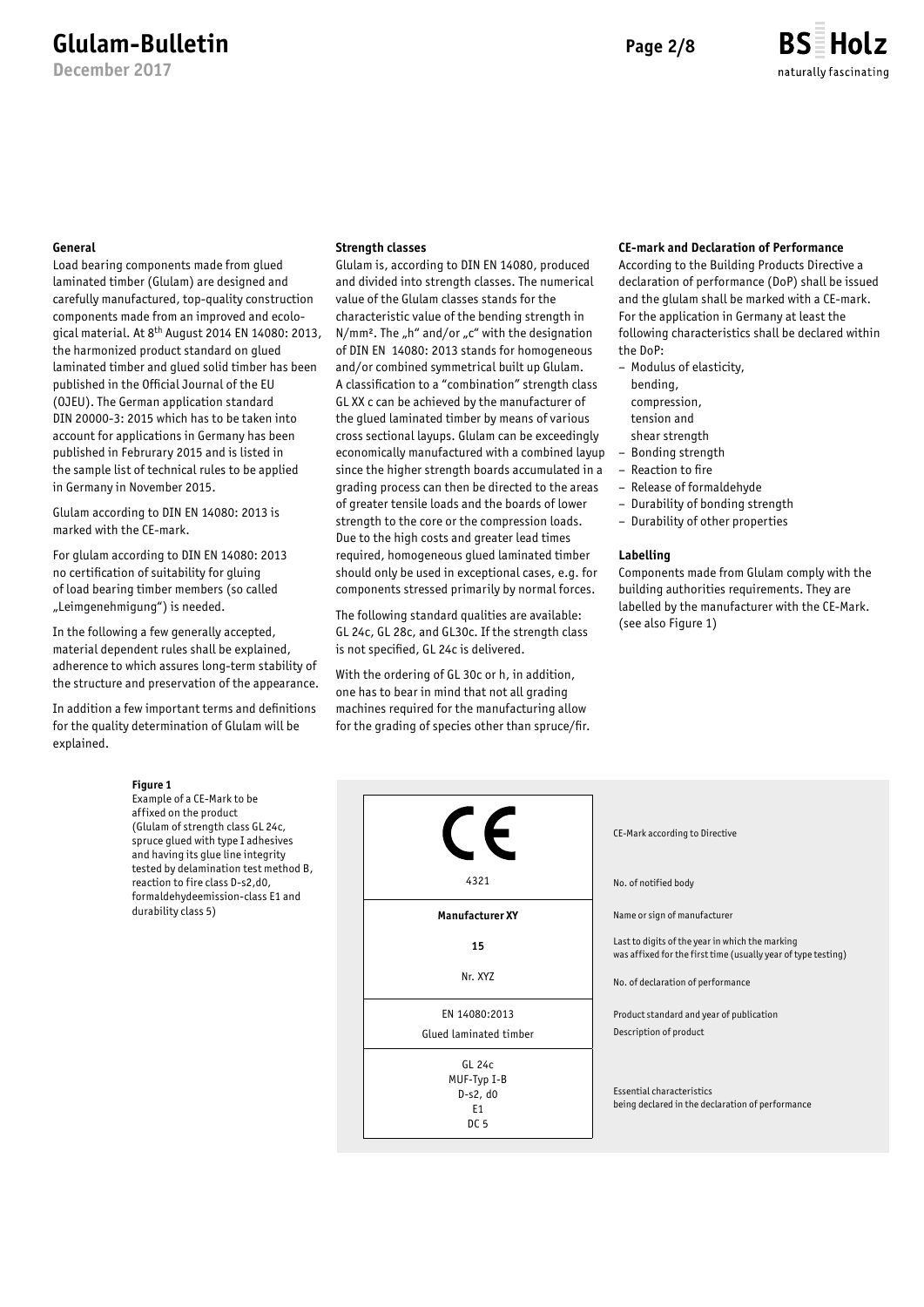### General

Load bearing components made from glued laminated timber (Glulam) are designed and carefully manufactured, top-quality construction components made from an improved and ecological material. At 8th August 2014 EN 14080: 2013, the harmonized product standard on glued laminated timber and glued solid timber has been published in the Official Journal of the EU (OJEU). The German application standard DIN 20000-3: 2015 which has to be taken into account for applications in Germany has been published in Februrary 2015 and is listed in the sample list of technical rules to be applied in Germany in November 2015.

Glulam according to DIN EN 14080: 2013 is marked with the CE-mark.

For glulam according to DIN EN 14080: 2013 no certification of suitability for gluing of load bearing timber members (so called „Leimgenehmigung") is needed.

In the following a few generally accepted, material dependent rules shall be explained, adherence to which assures long-term stability of the structure and preservation of the appearance.

In addition a few important terms and definitions for the quality determination of Glulam will be explained.

### Strength classes

Glulam is, according to DIN EN 14080, produced and divided into strength classes. The numerical value of the Glulam classes stands for the characteristic value of the bending strength in N/mm². The „h" and/or „c" with the designation of DIN EN 14080: 2013 stands for homogeneous and/or combined symmetrical built up Glulam. A classification to a "combination" strength class GL XX c can be achieved by the manufacturer of the glued laminated timber by means of various cross sectional layups. Glulam can be exceedingly economically manufactured with a combined layup since the higher strength boards accumulated in a grading process can then be directed to the areas of greater tensile loads and the boards of lower strength to the core or the compression loads. Due to the high costs and greater lead times required, homogeneous glued laminated timber should only be used in exceptional cases, e.g. for components stressed primarily by normal forces.

The following standard qualities are available: GL 24c, GL 28c, and GL30c. If the strength class is not specified, GL 24c is delivered.

With the ordering of GL 30c or h, in addition, one has to bear in mind that not all grading machines required for the manufacturing allow for the grading of species other than spruce/fir.

### CE-mark and Declaration of Performance

According to the Building Products Directive a declaration of performance (DoP) shall be issued and the glulam shall be marked with a CE-mark. For the application in Germany at least the following characteristics shall be declared within the DoP:

- Modulus of elasticity,
  bending,
  compression,
  tension and
  shear strength
- Bonding strength
- Reaction to fire
- Release of formaldehyde
- Durability of bonding strength
- Durability of other properties

### Labelling

Components made from Glulam comply with the building authorities requirements. They are labelled by the manufacturer with the CE-Mark. (see also Figure 1)

**Figure 1**
Example of a CE-Mark to be affixed on the product (Glulam of strength class GL 24c, spruce glued with type I adhesives and having its glue line integrity tested by delamination test method B, reaction to fire class D-s2,d0, formaldehydeemission-class E1 and durability class 5)

| Marking | Explanation |
| --- | --- |
| CE | CE-Mark according to Directive |
| 4321 | No. of notified body |
| **Manufacturer XY** | Name or sign of manufacturer |
| **15** | Last to digits of the year in which the marking was affixed for the first time (usually year of type testing) |
| Nr. XYZ | No. of declaration of performance |
| EN 14080:2013 | Product standard and year of publication |
| Glued laminated timber | Description of product |
| GL 24c<br>MUF-Typ I-B<br>D-s2, d0<br>E1<br>DC 5 | Essential characteristics being declared in the declaration of performance |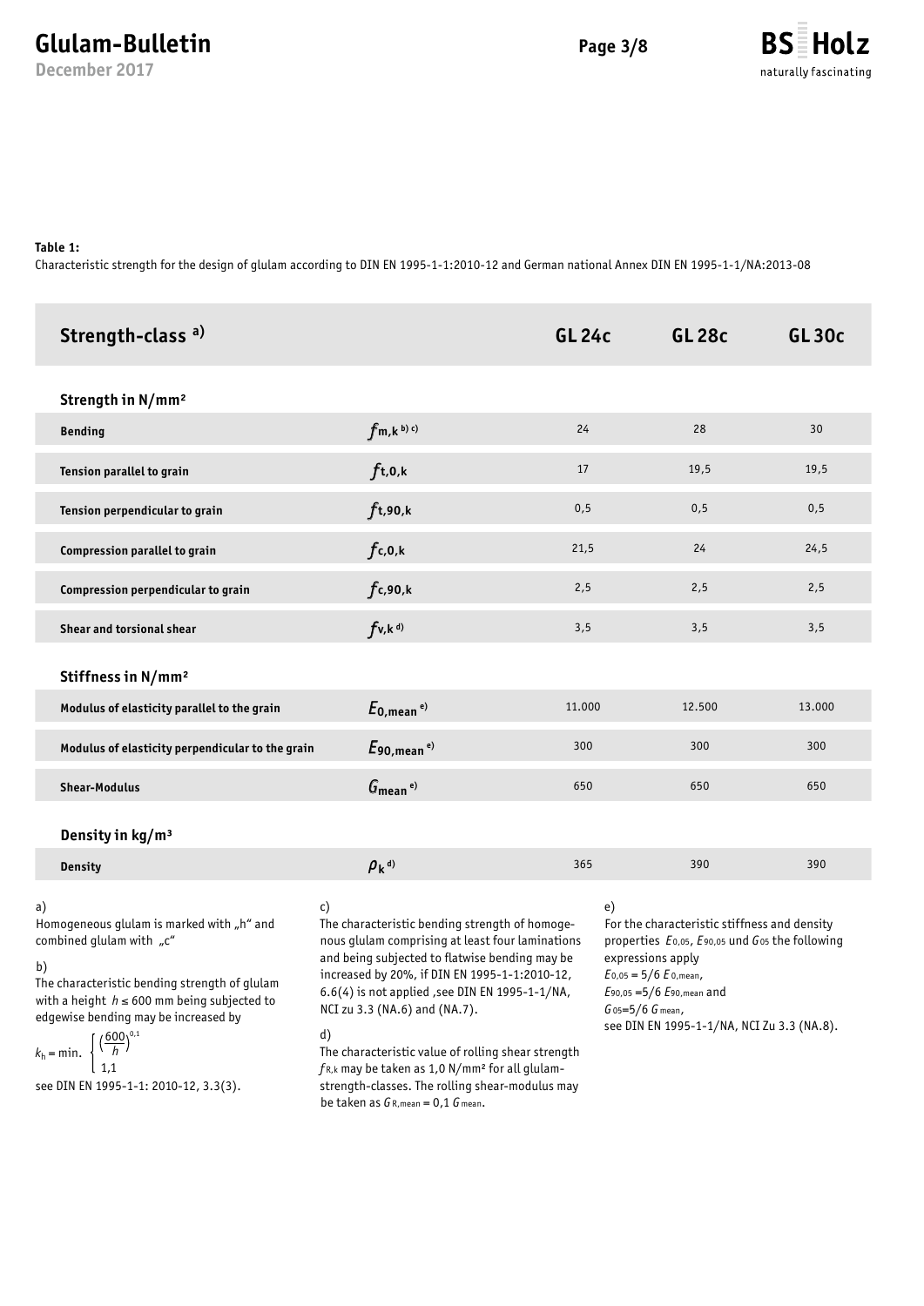**Table 1:**
Characteristic strength for the design of glulam according to DIN EN 1995-1-1:2010-12 and German national Annex DIN EN 1995-1-1/NA:2013-08

| Strength-class a) | | GL 24c | GL 28c | GL 30c |
|---|---|---|---|---|
| **Strength in N/mm²** | | | | |
| Bending | $f_{m,k}$ b) c) | 24 | 28 | 30 |
| Tension parallel to grain | $f_{t,0,k}$ | 17 | 19,5 | 19,5 |
| Tension perpendicular to grain | $f_{t,90,k}$ | 0,5 | 0,5 | 0,5 |
| Compression parallel to grain | $f_{c,0,k}$ | 21,5 | 24 | 24,5 |
| Compression perpendicular to grain | $f_{c,90,k}$ | 2,5 | 2,5 | 2,5 |
| Shear and torsional shear | $f_{v,k}$ d) | 3,5 | 3,5 | 3,5 |
| **Stiffness in N/mm²** | | | | |
| Modulus of elasticity parallel to the grain | $E_{0,mean}$ e) | 11.000 | 12.500 | 13.000 |
| Modulus of elasticity perpendicular to the grain | $E_{90,mean}$ e) | 300 | 300 | 300 |
| Shear-Modulus | $G_{mean}$ e) | 650 | 650 | 650 |
| **Density in kg/m³** | | | | |
| Density | $\rho_k$ d) | 365 | 390 | 390 |

a)
Homogeneous glulam is marked with „h" and combined glulam with „c"

b)
The characteristic bending strength of glulam with a height $h \leq 600$ mm being subjected to edgewise bending may be increased by

$$k_h = \min. \begin{cases} \left(\frac{600}{h}\right)^{0,1} \\ 1,1 \end{cases}$$

see DIN EN 1995-1-1: 2010-12, 3.3(3).

c)
The characteristic bending strength of homogenous glulam comprising at least four laminations and being subjected to flatwise bending may be increased by 20%, if DIN EN 1995-1-1:2010-12, 6.6(4) is not applied ,see DIN EN 1995-1-1/NA, NCI zu 3.3 (NA.6) and (NA.7).

d)
The characteristic value of rolling shear strength $f_{R,k}$ may be taken as 1,0 N/mm² for all glulam-strength-classes. The rolling shear-modulus may be taken as $G_{R,mean} = 0,1\ G_{mean}$.

e)
For the characteristic stiffness and density properties $E_{0,05}$, $E_{90,05}$ und $G_{05}$ the following expressions apply
$E_{0,05} = 5/6\ E_{0,mean}$,
$E_{90,05} = 5/6\ E_{90,mean}$ and
$G_{05} = 5/6\ G_{mean}$,
see DIN EN 1995-1-1/NA, NCI Zu 3.3 (NA.8).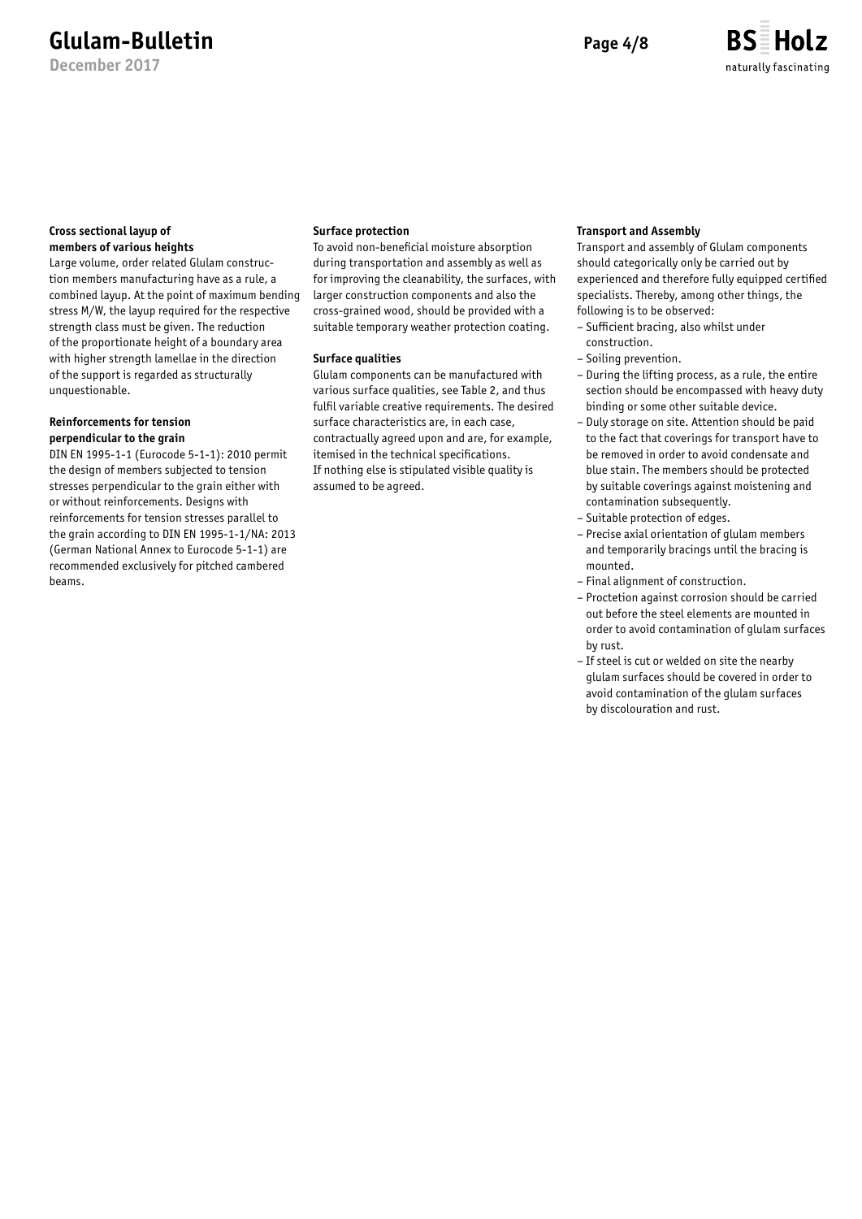### Cross sectional layup of members of various heights

Large volume, order related Glulam construction members manufacturing have as a rule, a combined layup. At the point of maximum bending stress M/W, the layup required for the respective strength class must be given. The reduction of the proportionate height of a boundary area with higher strength lamellae in the direction of the support is regarded as structurally unquestionable.

### Reinforcements for tension perpendicular to the grain

DIN EN 1995-1-1 (Eurocode 5-1-1): 2010 permit the design of members subjected to tension stresses perpendicular to the grain either with or without reinforcements. Designs with reinforcements for tension stresses parallel to the grain according to DIN EN 1995-1-1/NA: 2013 (German National Annex to Eurocode 5-1-1) are recommended exclusively for pitched cambered beams.

### Surface protection

To avoid non-beneficial moisture absorption during transportation and assembly as well as for improving the cleanability, the surfaces, with larger construction components and also the cross-grained wood, should be provided with a suitable temporary weather protection coating.

### Surface qualities

Glulam components can be manufactured with various surface qualities, see Table 2, and thus fulfil variable creative requirements. The desired surface characteristics are, in each case, contractually agreed upon and are, for example, itemised in the technical specifications.
If nothing else is stipulated visible quality is assumed to be agreed.

### Transport and Assembly

Transport and assembly of Glulam components should categorically only be carried out by experienced and therefore fully equipped certified specialists. Thereby, among other things, the following is to be observed:

- Sufficient bracing, also whilst under construction.
- Soiling prevention.
- During the lifting process, as a rule, the entire section should be encompassed with heavy duty binding or some other suitable device.
- Duly storage on site. Attention should be paid to the fact that coverings for transport have to be removed in order to avoid condensate and blue stain. The members should be protected by suitable coverings against moistening and contamination subsequently.
- Suitable protection of edges.
- Precise axial orientation of glulam members and temporarily bracings until the bracing is mounted.
- Final alignment of construction.
- Proctetion against corrosion should be carried out before the steel elements are mounted in order to avoid contamination of glulam surfaces by rust.
- If steel is cut or welded on site the nearby glulam surfaces should be covered in order to avoid contamination of the glulam surfaces by discolouration and rust.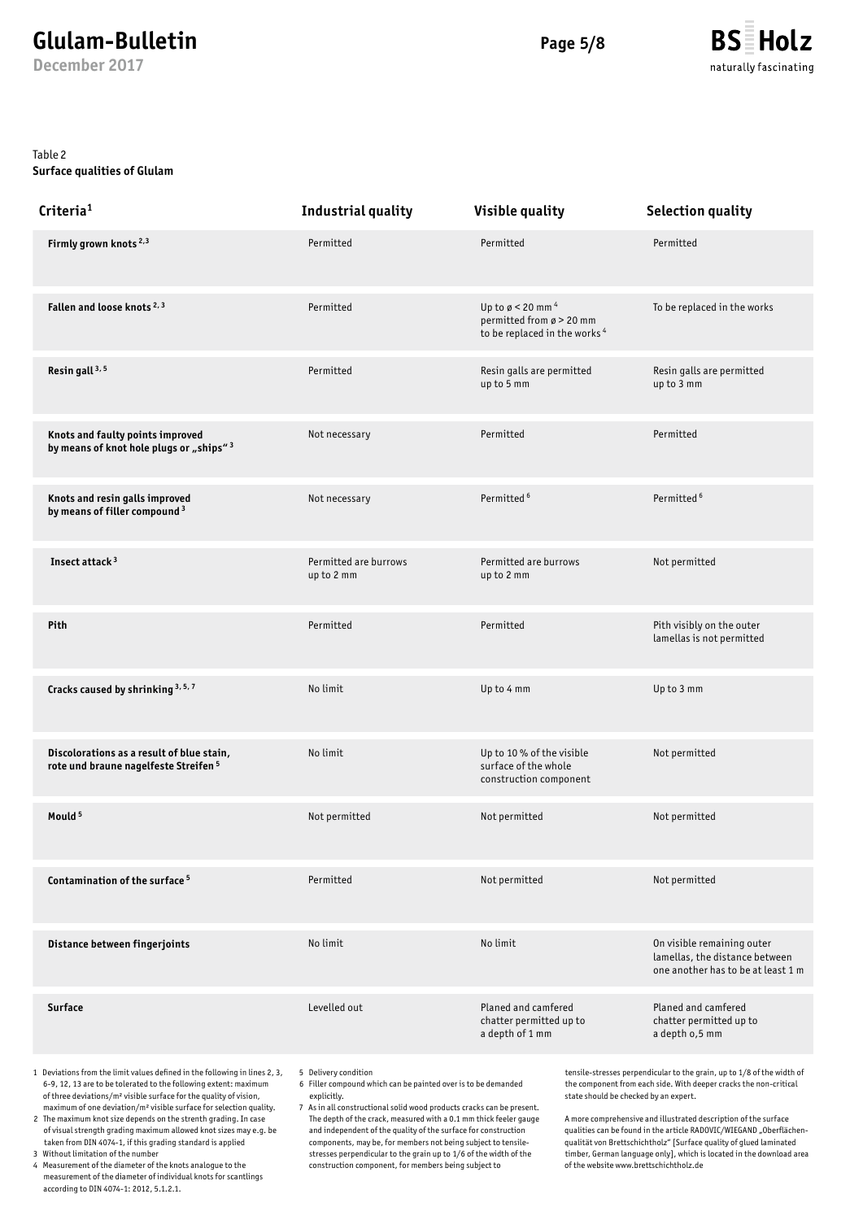Table 2
**Surface qualities of Glulam**

| Criteria[1] | Industrial quality | Visible quality | Selection quality |
|---|---|---|---|
| **Firmly grown knots** [2,3] | Permitted | Permitted | Permitted |
| **Fallen and loose knots** [2, 3] | Permitted | Up to ø < 20 mm [4] permitted from ø > 20 mm to be replaced in the works [4] | To be replaced in the works |
| **Resin gall** [3, 5] | Permitted | Resin galls are permitted up to 5 mm | Resin galls are permitted up to 3 mm |
| **Knots and faulty points improved by means of knot hole plugs or „ships"** [3] | Not necessary | Permitted | Permitted |
| **Knots and resin galls improved by means of filler compound** [3] | Not necessary | Permitted [6] | Permitted [6] |
| **Insect attack** [3] | Permitted are burrows up to 2 mm | Permitted are burrows up to 2 mm | Not permitted |
| **Pith** | Permitted | Permitted | Pith visibly on the outer lamellas is not permitted |
| **Cracks caused by shrinking** [3, 5, 7] | No limit | Up to 4 mm | Up to 3 mm |
| **Discolorations as a result of blue stain, rote und braune nagelfeste Streifen** [5] | No limit | Up to 10 % of the visible surface of the whole construction component | Not permitted |
| **Mould** [5] | Not permitted | Not permitted | Not permitted |
| **Contamination of the surface** [5] | Permitted | Not permitted | Not permitted |
| **Distance between fingerjoints** | No limit | No limit | On visible remaining outer lamellas, the distance between one another has to be at least 1 m |
| **Surface** | Levelled out | Planed and camfered chatter permitted up to a depth of 1 mm | Planed and camfered chatter permitted up to a depth o,5 mm |

1 Deviations from the limit values defined in the following in lines 2, 3, 6-9, 12, 13 are to be tolerated to the following extent: maximum of three deviations/m² visible surface for the quality of vision, maximum of one deviation/m² visible surface for selection quality.
2 The maximum knot size depends on the strenth grading. In case of visual strength grading maximum allowed knot sizes may e.g. be taken from DIN 4074-1, if this grading standard is applied
3 Without limitation of the number
4 Measurement of the diameter of the knots analogue to the measurement of the diameter of individual knots for scantlings according to DIN 4074-1: 2012, 5.1.2.1.
5 Delivery condition
6 Filler compound which can be painted over is to be demanded explicitly.
7 As in all constructional solid wood products cracks can be present. The depth of the crack, measured with a 0.1 mm thick feeler gauge and independent of the quality of the surface for construction components, may be, for members not being subject to tensile-stresses perpendicular to the grain up to 1/6 of the width of the construction component, for members being subject to tensile-stresses perpendicular to the grain, up to 1/8 of the width of the component from each side. With deeper cracks the non-critical state should be checked by an expert.

A more comprehensive and illustrated description of the surface qualities can be found in the article RADOVIC/WIEGAND „Oberflächenqualität von Brettschichtholz" [Surface quality of glued laminated timber, German language only], which is located in the download area of the website www.brettschichtholz.de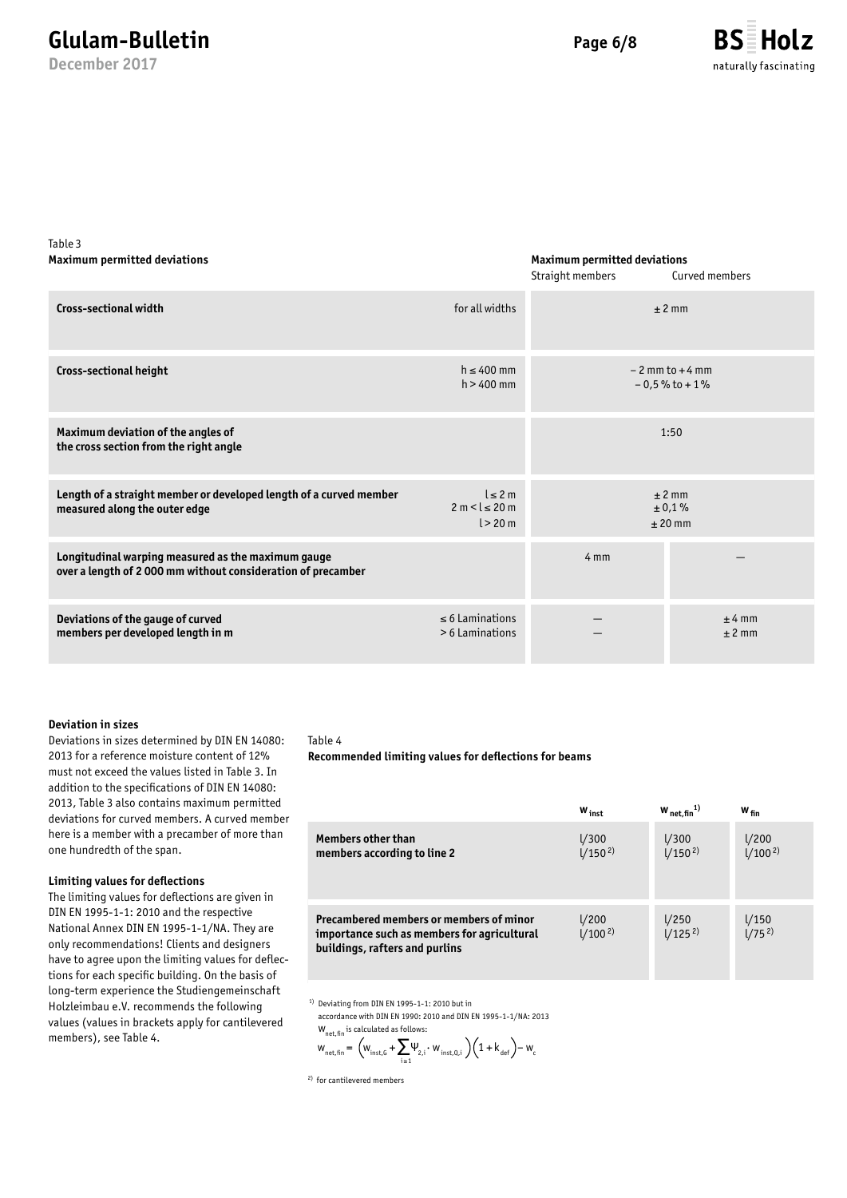Table 3

| Maximum permitted deviations | | Maximum permitted deviations Straight members | Curved members |
|---|---|---|---|
| **Cross-sectional width** | for all widths | ± 2 mm | |
| **Cross-sectional height** | h ≤ 400 mm<br>h > 400 mm | – 2 mm to + 4 mm<br>– 0,5 % to + 1 % | |
| **Maximum deviation of the angles of the cross section from the right angle** | | 1:50 | |
| **Length of a straight member or developed length of a curved member measured along the outer edge** | l ≤ 2 m<br>2 m < l ≤ 20 m<br>l > 20 m | ± 2 mm<br>± 0,1 %<br>± 20 mm | |
| **Longitudinal warping measured as the maximum gauge over a length of 2 000 mm without consideration of precamber** | | 4 mm | — |
| **Deviations of the gauge of curved members per developed length in m** | ≤ 6 Laminations<br>> 6 Laminations | —<br>— | ± 4 mm<br>± 2 mm |

**Deviation in sizes**

Deviations in sizes determined by DIN EN 14080: 2013 for a reference moisture content of 12% must not exceed the values listed in Table 3. In addition to the specifications of DIN EN 14080: 2013, Table 3 also contains maximum permitted deviations for curved members. A curved member here is a member with a precamber of more than one hundredth of the span.

**Limiting values for deflections**

The limiting values for deflections are given in DIN EN 1995-1-1: 2010 and the respective National Annex DIN EN 1995-1-1/NA. They are only recommendations! Clients and designers have to agree upon the limiting values for deflections for each specific building. On the basis of long-term experience the Studiengemeinschaft Holzleimbau e.V. recommends the following values (values in brackets apply for cantilevered members), see Table 4.

Table 4

**Recommended limiting values for deflections for beams**

| | $w_{inst}$ | $w_{net,fin}$ [1] | $w_{fin}$ |
|---|---|---|---|
| **Members other than members according to line 2** | l/300<br>l/150 [2] | l/300<br>l/150 [2] | l/200<br>l/100 [2] |
| **Precambered members or members of minor importance such as members for agricultural buildings, rafters and purlins** | l/200<br>l/100 [2] | l/250<br>l/125 [2] | l/150<br>l/75 [2] |

[1] Deviating from DIN EN 1995-1-1: 2010 but in accordance with DIN EN 1990: 2010 and DIN EN 1995-1-1/NA: 2013
$w_{net,fin}$ is calculated as follows:

$$w_{net,fin} = \left(w_{inst,G} + \sum_{i \geq 1} \psi_{2,i} \cdot w_{inst,Q,i}\right)\left(1 + k_{def}\right) - w_c$$

[2] for cantilevered members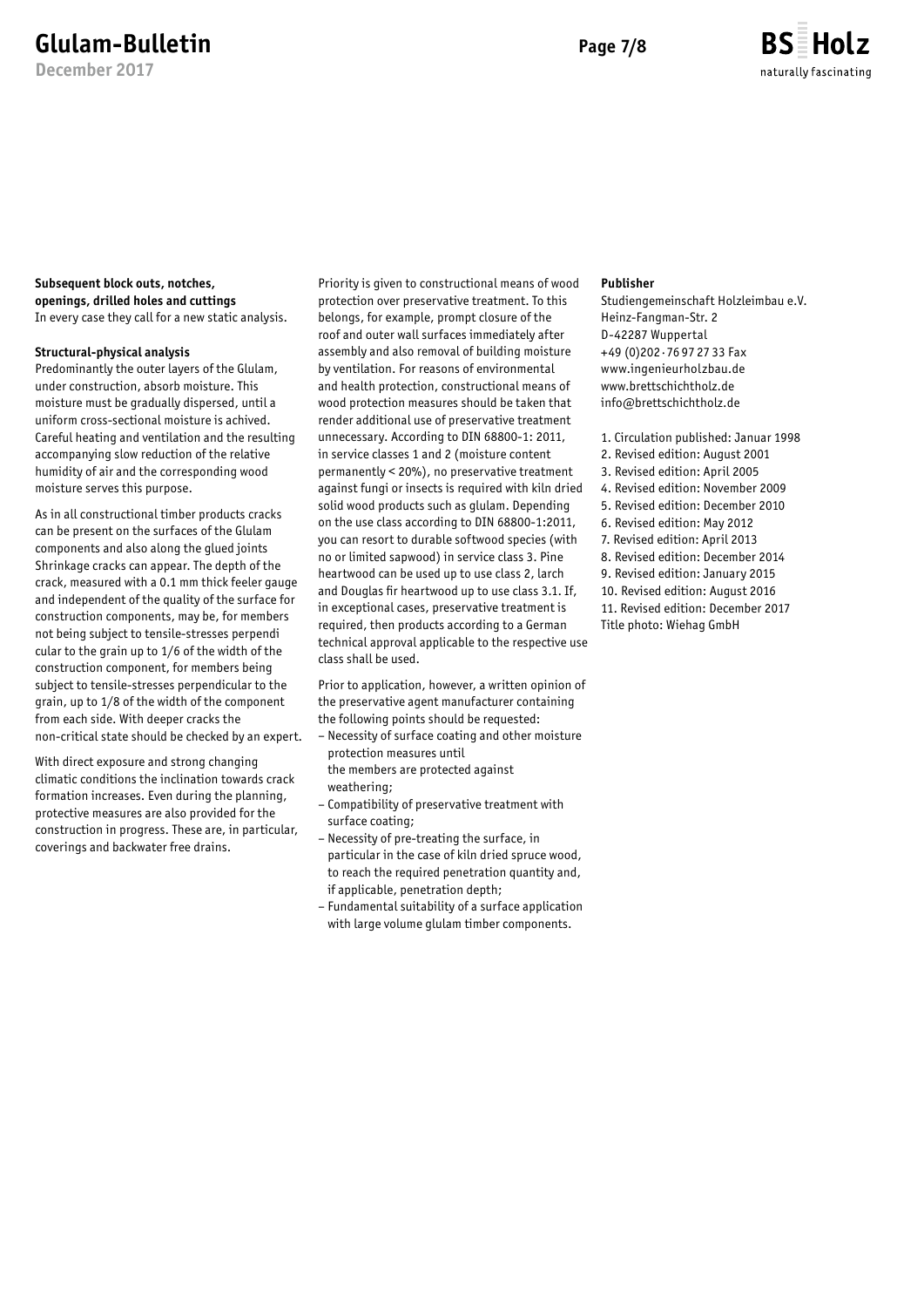**Subsequent block outs, notches, openings, drilled holes and cuttings**
In every case they call for a new static analysis.

**Structural-physical analysis**

Predominantly the outer layers of the Glulam, under construction, absorb moisture. This moisture must be gradually dispersed, until a uniform cross-sectional moisture is achived. Careful heating and ventilation and the resulting accompanying slow reduction of the relative humidity of air and the corresponding wood moisture serves this purpose.

As in all constructional timber products cracks can be present on the surfaces of the Glulam components and also along the glued joints Shrinkage cracks can appear. The depth of the crack, measured with a 0.1 mm thick feeler gauge and independent of the quality of the surface for construction components, may be, for members not being subject to tensile-stresses perpendi cular to the grain up to 1/6 of the width of the construction component, for members being subject to tensile-stresses perpendicular to the grain, up to 1/8 of the width of the component from each side. With deeper cracks the non-critical state should be checked by an expert.

With direct exposure and strong changing climatic conditions the inclination towards crack formation increases. Even during the planning, protective measures are also provided for the construction in progress. These are, in particular, coverings and backwater free drains.

Priority is given to constructional means of wood protection over preservative treatment. To this belongs, for example, prompt closure of the roof and outer wall surfaces immediately after assembly and also removal of building moisture by ventilation. For reasons of environmental and health protection, constructional means of wood protection measures should be taken that render additional use of preservative treatment unnecessary. According to DIN 68800-1: 2011, in service classes 1 and 2 (moisture content permanently < 20%), no preservative treatment against fungi or insects is required with kiln dried solid wood products such as glulam. Depending on the use class according to DIN 68800-1:2011, you can resort to durable softwood species (with no or limited sapwood) in service class 3. Pine heartwood can be used up to use class 2, larch and Douglas fir heartwood up to use class 3.1. If, in exceptional cases, preservative treatment is required, then products according to a German technical approval applicable to the respective use class shall be used.

Prior to application, however, a written opinion of the preservative agent manufacturer containing the following points should be requested:

- Necessity of surface coating and other moisture protection measures until the members are protected against weathering;
- Compatibility of preservative treatment with surface coating;
- Necessity of pre-treating the surface, in particular in the case of kiln dried spruce wood, to reach the required penetration quantity and, if applicable, penetration depth;
- Fundamental suitability of a surface application with large volume glulam timber components.

**Publisher**

Studiengemeinschaft Holzleimbau e.V.
Heinz-Fangman-Str. 2
D-42287 Wuppertal
+49 (0)202 · 76 97 27 33 Fax
www.ingenieurholzbau.de
www.brettschichtholz.de
info@brettschichtholz.de

1. Circulation published: Januar 1998
2. Revised edition: August 2001
3. Revised edition: April 2005
4. Revised edition: November 2009
5. Revised edition: December 2010
6. Revised edition: May 2012
7. Revised edition: April 2013
8. Revised edition: December 2014
9. Revised edition: January 2015
10. Revised edition: August 2016
11. Revised edition: December 2017

Title photo: Wiehag GmbH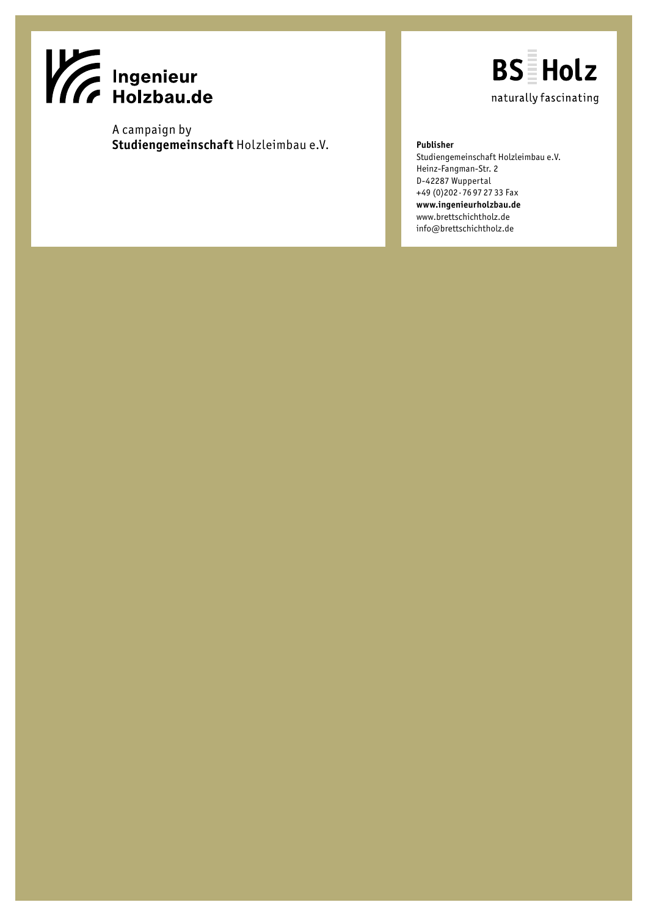Ingenieur Holzbau.de

A campaign by
**Studiengemeinschaft** Holzleimbau e.V.

BS Holz

naturally fascinating

**Publisher**
Studiengemeinschaft Holzleimbau e.V.
Heinz-Fangman-Str. 2
D-42287 Wuppertal
+49 (0)202 · 76 97 27 33 Fax
**www.ingenieurholzbau.de**
www.brettschichtholz.de
info@brettschichtholz.de